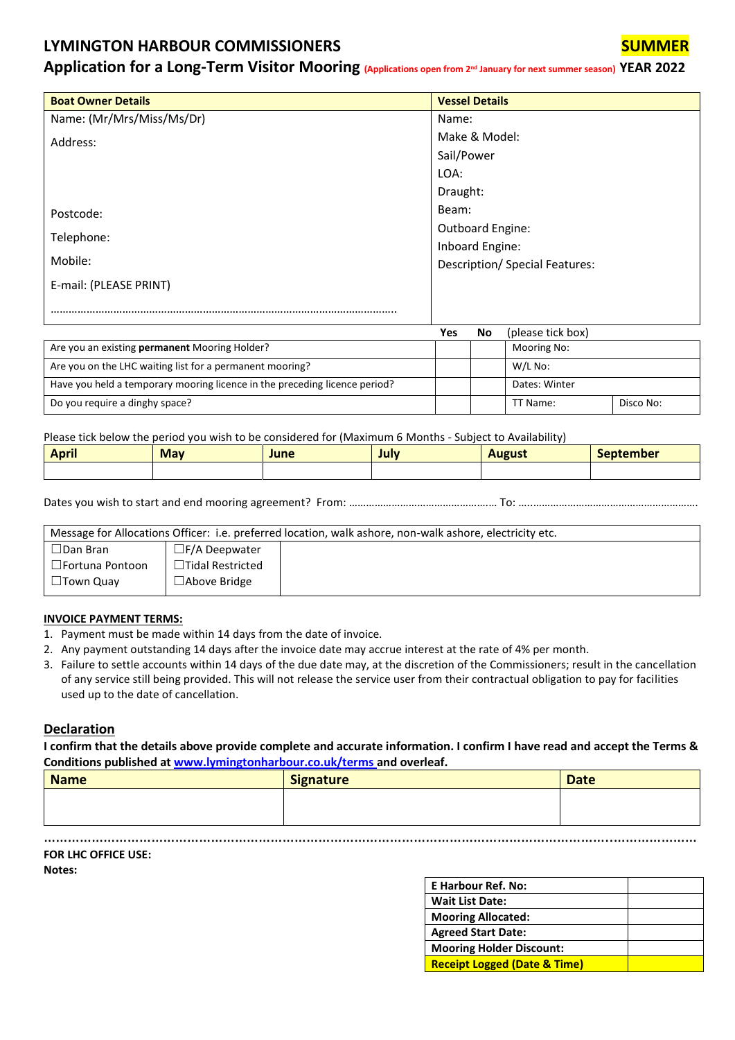# LYMINGTON HARBOUR COMMISSIONERS

**SUMMER**

## Application for a Long-Term Visitor Mooring (Applications open from 2nd January for next summer season) YEAR 2022

| Boat Owner Details | Vessel Details |
|---|---|
| Name: (Mr/Mrs/Miss/Ms/Dr) | Name: |
| Address: | Make & Model: |
| | Sail/Power |
| | LOA: |
| | Draught: |
| Postcode: | Beam: |
| Telephone: | Outboard Engine: |
| Mobile: | Inboard Engine: |
| E-mail: (PLEASE PRINT) | Description/ Special Features: |
| ……………………………………………………………………………………………… | |

| | Yes | No | (please tick box) | |
|---|---|---|---|---|
| Are you an existing **permanent** Mooring Holder? | | | Mooring No: | |
| Are you on the LHC waiting list for a permanent mooring? | | | W/L No: | |
| Have you held a temporary mooring licence in the preceding licence period? | | | Dates: Winter | |
| Do you require a dinghy space? | | | TT Name: | Disco No: |

Please tick below the period you wish to be considered for (Maximum 6 Months - Subject to Availability)

| April | May | June | July | August | September |
|---|---|---|---|---|---|
| | | | | | |

Dates you wish to start and end mooring agreement? From: …………………………………………… To: …………………………………………………….

| Message for Allocations Officer: i.e. preferred location, walk ashore, non-walk ashore, electricity etc. | | |
|---|---|---|
| ☐Dan Bran | ☐F/A Deepwater | |
| ☐Fortuna Pontoon | ☐Tidal Restricted | |
| ☐Town Quay | ☐Above Bridge | |

**INVOICE PAYMENT TERMS:**

1. Payment must be made within 14 days from the date of invoice.
2. Any payment outstanding 14 days after the invoice date may accrue interest at the rate of 4% per month.
3. Failure to settle accounts within 14 days of the due date may, at the discretion of the Commissioners; result in the cancellation of any service still being provided. This will not release the service user from their contractual obligation to pay for facilities used up to the date of cancellation.

## Declaration

**I confirm that the details above provide complete and accurate information. I confirm I have read and accept the Terms & Conditions published at www.lymingtonharbour.co.uk/terms and overleaf.**

| Name | Signature | Date |
|---|---|---|
| | | |

…………………………………………………………………………………………………………………………………………

**FOR LHC OFFICE USE:**

**Notes:**

| | |
|---|---|
| **E Harbour Ref. No:** | |
| **Wait List Date:** | |
| **Mooring Allocated:** | |
| **Agreed Start Date:** | |
| **Mooring Holder Discount:** | |
| **Receipt Logged (Date & Time)** | |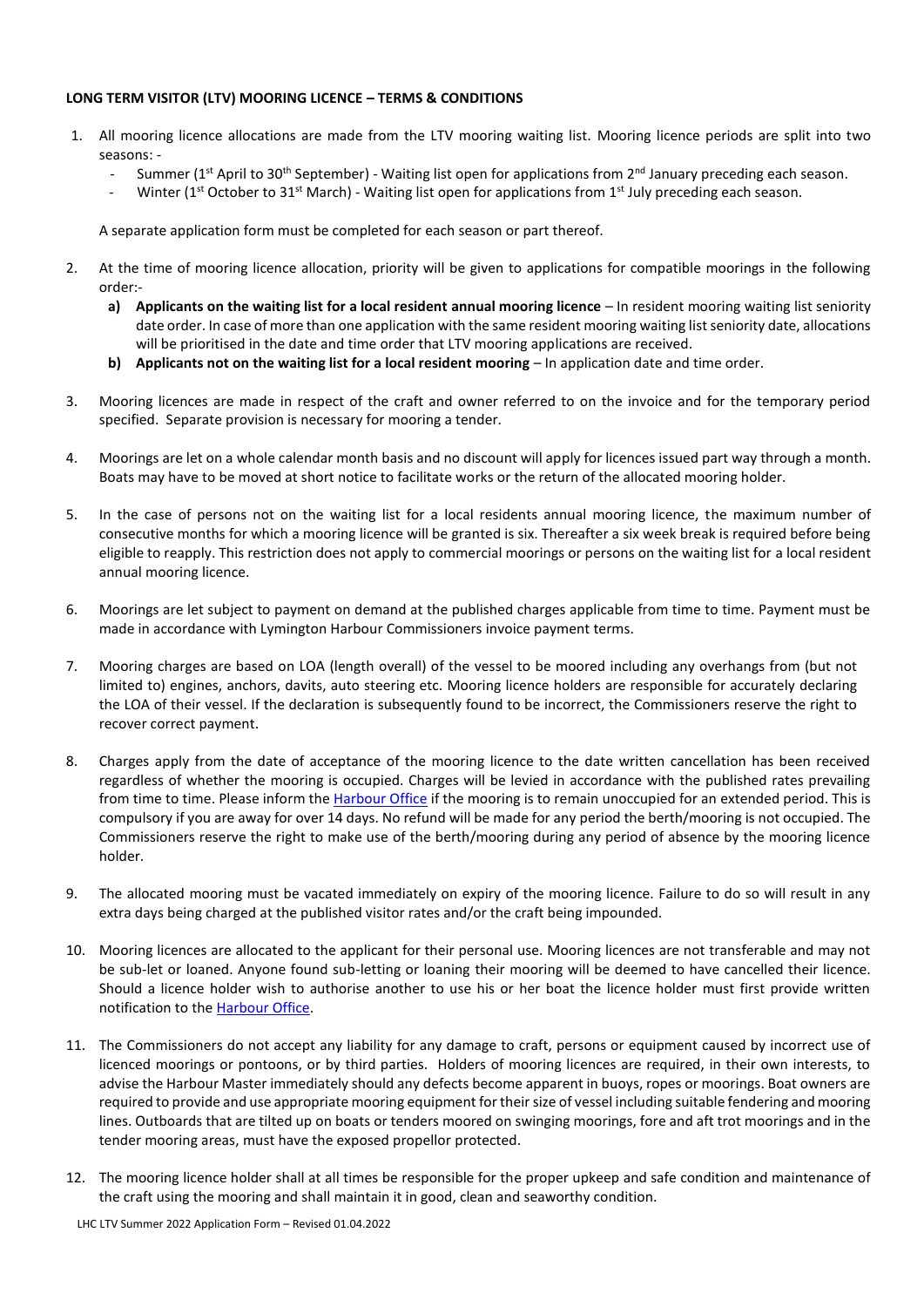**LONG TERM VISITOR (LTV) MOORING LICENCE – TERMS & CONDITIONS**

1. All mooring licence allocations are made from the LTV mooring waiting list. Mooring licence periods are split into two seasons: -
   - Summer (1st April to 30th September) - Waiting list open for applications from 2nd January preceding each season.
   - Winter (1st October to 31st March) - Waiting list open for applications from 1st July preceding each season.

   A separate application form must be completed for each season or part thereof.

2. At the time of mooring licence allocation, priority will be given to applications for compatible moorings in the following order:-
   **a) Applicants on the waiting list for a local resident annual mooring licence** – In resident mooring waiting list seniority date order. In case of more than one application with the same resident mooring waiting list seniority date, allocations will be prioritised in the date and time order that LTV mooring applications are received.
   **b) Applicants not on the waiting list for a local resident mooring** – In application date and time order.

3. Mooring licences are made in respect of the craft and owner referred to on the invoice and for the temporary period specified. Separate provision is necessary for mooring a tender.

4. Moorings are let on a whole calendar month basis and no discount will apply for licences issued part way through a month. Boats may have to be moved at short notice to facilitate works or the return of the allocated mooring holder.

5. In the case of persons not on the waiting list for a local residents annual mooring licence, the maximum number of consecutive months for which a mooring licence will be granted is six. Thereafter a six week break is required before being eligible to reapply. This restriction does not apply to commercial moorings or persons on the waiting list for a local resident annual mooring licence.

6. Moorings are let subject to payment on demand at the published charges applicable from time to time. Payment must be made in accordance with Lymington Harbour Commissioners invoice payment terms.

7. Mooring charges are based on LOA (length overall) of the vessel to be moored including any overhangs from (but not limited to) engines, anchors, davits, auto steering etc. Mooring licence holders are responsible for accurately declaring the LOA of their vessel. If the declaration is subsequently found to be incorrect, the Commissioners reserve the right to recover correct payment.

8. Charges apply from the date of acceptance of the mooring licence to the date written cancellation has been received regardless of whether the mooring is occupied. Charges will be levied in accordance with the published rates prevailing from time to time. Please inform the Harbour Office if the mooring is to remain unoccupied for an extended period. This is compulsory if you are away for over 14 days. No refund will be made for any period the berth/mooring is not occupied. The Commissioners reserve the right to make use of the berth/mooring during any period of absence by the mooring licence holder.

9. The allocated mooring must be vacated immediately on expiry of the mooring licence. Failure to do so will result in any extra days being charged at the published visitor rates and/or the craft being impounded.

10. Mooring licences are allocated to the applicant for their personal use. Mooring licences are not transferable and may not be sub-let or loaned. Anyone found sub-letting or loaning their mooring will be deemed to have cancelled their licence. Should a licence holder wish to authorise another to use his or her boat the licence holder must first provide written notification to the Harbour Office.

11. The Commissioners do not accept any liability for any damage to craft, persons or equipment caused by incorrect use of licenced moorings or pontoons, or by third parties. Holders of mooring licences are required, in their own interests, to advise the Harbour Master immediately should any defects become apparent in buoys, ropes or moorings. Boat owners are required to provide and use appropriate mooring equipment for their size of vessel including suitable fendering and mooring lines. Outboards that are tilted up on boats or tenders moored on swinging moorings, fore and aft trot moorings and in the tender mooring areas, must have the exposed propellor protected.

12. The mooring licence holder shall at all times be responsible for the proper upkeep and safe condition and maintenance of the craft using the mooring and shall maintain it in good, clean and seaworthy condition.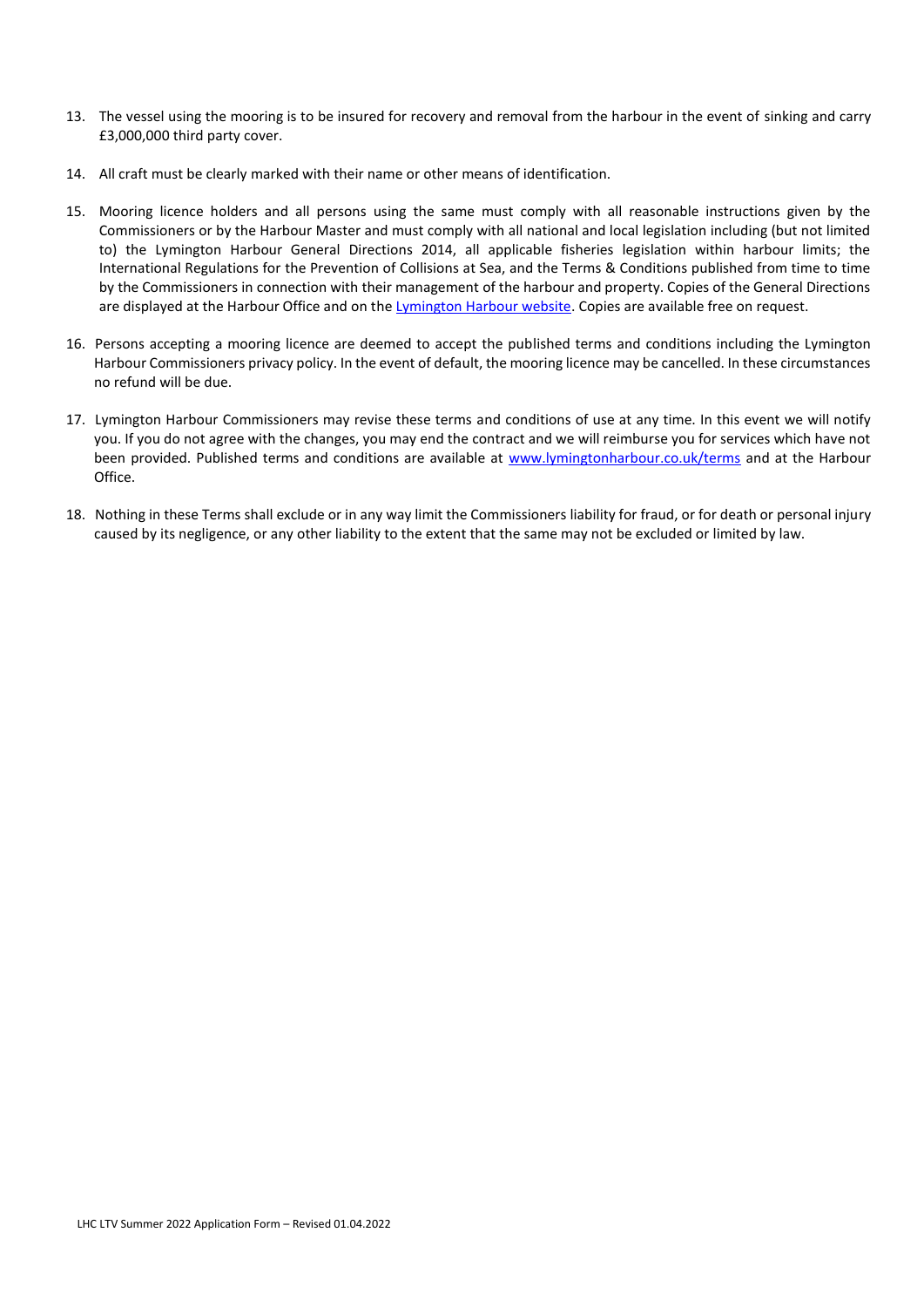13. The vessel using the mooring is to be insured for recovery and removal from the harbour in the event of sinking and carry £3,000,000 third party cover.

14. All craft must be clearly marked with their name or other means of identification.

15. Mooring licence holders and all persons using the same must comply with all reasonable instructions given by the Commissioners or by the Harbour Master and must comply with all national and local legislation including (but not limited to) the Lymington Harbour General Directions 2014, all applicable fisheries legislation within harbour limits; the International Regulations for the Prevention of Collisions at Sea, and the Terms & Conditions published from time to time by the Commissioners in connection with their management of the harbour and property. Copies of the General Directions are displayed at the Harbour Office and on the Lymington Harbour website. Copies are available free on request.

16. Persons accepting a mooring licence are deemed to accept the published terms and conditions including the Lymington Harbour Commissioners privacy policy. In the event of default, the mooring licence may be cancelled. In these circumstances no refund will be due.

17. Lymington Harbour Commissioners may revise these terms and conditions of use at any time. In this event we will notify you. If you do not agree with the changes, you may end the contract and we will reimburse you for services which have not been provided. Published terms and conditions are available at www.lymingtonharbour.co.uk/terms and at the Harbour Office.

18. Nothing in these Terms shall exclude or in any way limit the Commissioners liability for fraud, or for death or personal injury caused by its negligence, or any other liability to the extent that the same may not be excluded or limited by law.